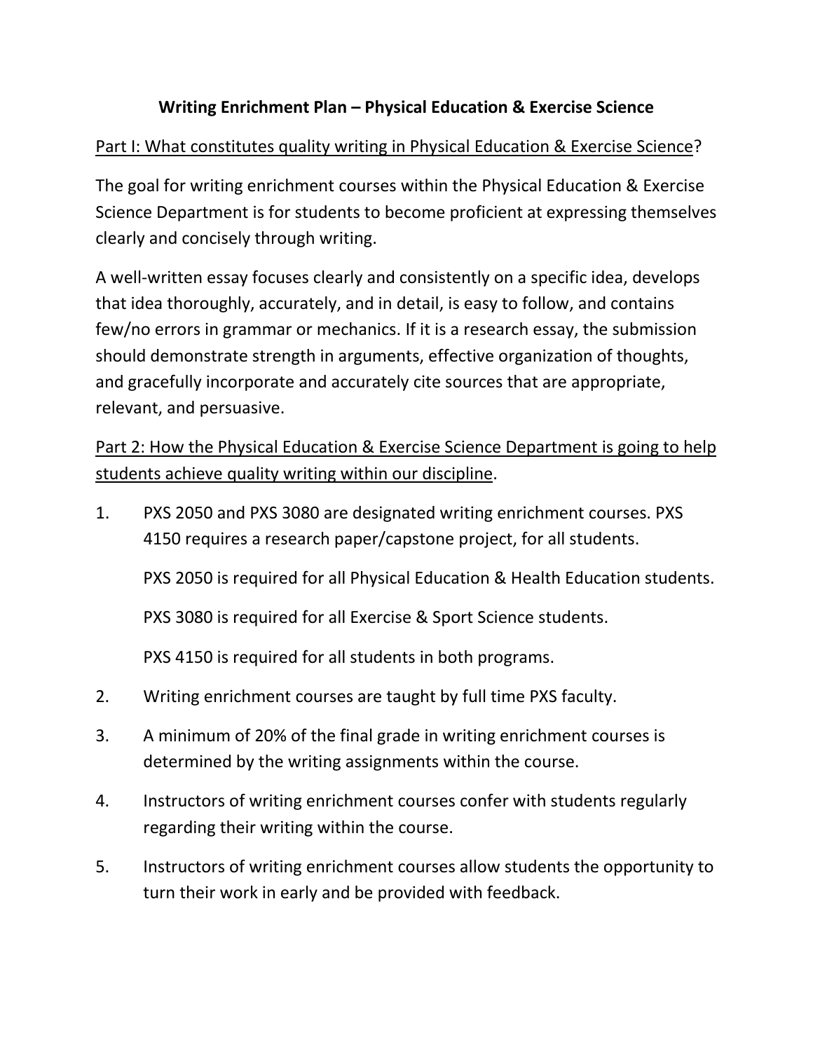# Writing Enrichment Plan – Physical Education & Exercise Science

<u>Part I: What constitutes quality writing in Physical Education & Exercise Science</u>?

The goal for writing enrichment courses within the Physical Education & Exercise Science Department is for students to become proficient at expressing themselves clearly and concisely through writing.

A well-written essay focuses clearly and consistently on a specific idea, develops that idea thoroughly, accurately, and in detail, is easy to follow, and contains few/no errors in grammar or mechanics. If it is a research essay, the submission should demonstrate strength in arguments, effective organization of thoughts, and gracefully incorporate and accurately cite sources that are appropriate, relevant, and persuasive.

<u>Part 2: How the Physical Education & Exercise Science Department is going to help students achieve quality writing within our discipline</u>.

1. PXS 2050 and PXS 3080 are designated writing enrichment courses. PXS 4150 requires a research paper/capstone project, for all students.

   PXS 2050 is required for all Physical Education & Health Education students.

   PXS 3080 is required for all Exercise & Sport Science students.

   PXS 4150 is required for all students in both programs.

2. Writing enrichment courses are taught by full time PXS faculty.

3. A minimum of 20% of the final grade in writing enrichment courses is determined by the writing assignments within the course.

4. Instructors of writing enrichment courses confer with students regularly regarding their writing within the course.

5. Instructors of writing enrichment courses allow students the opportunity to turn their work in early and be provided with feedback.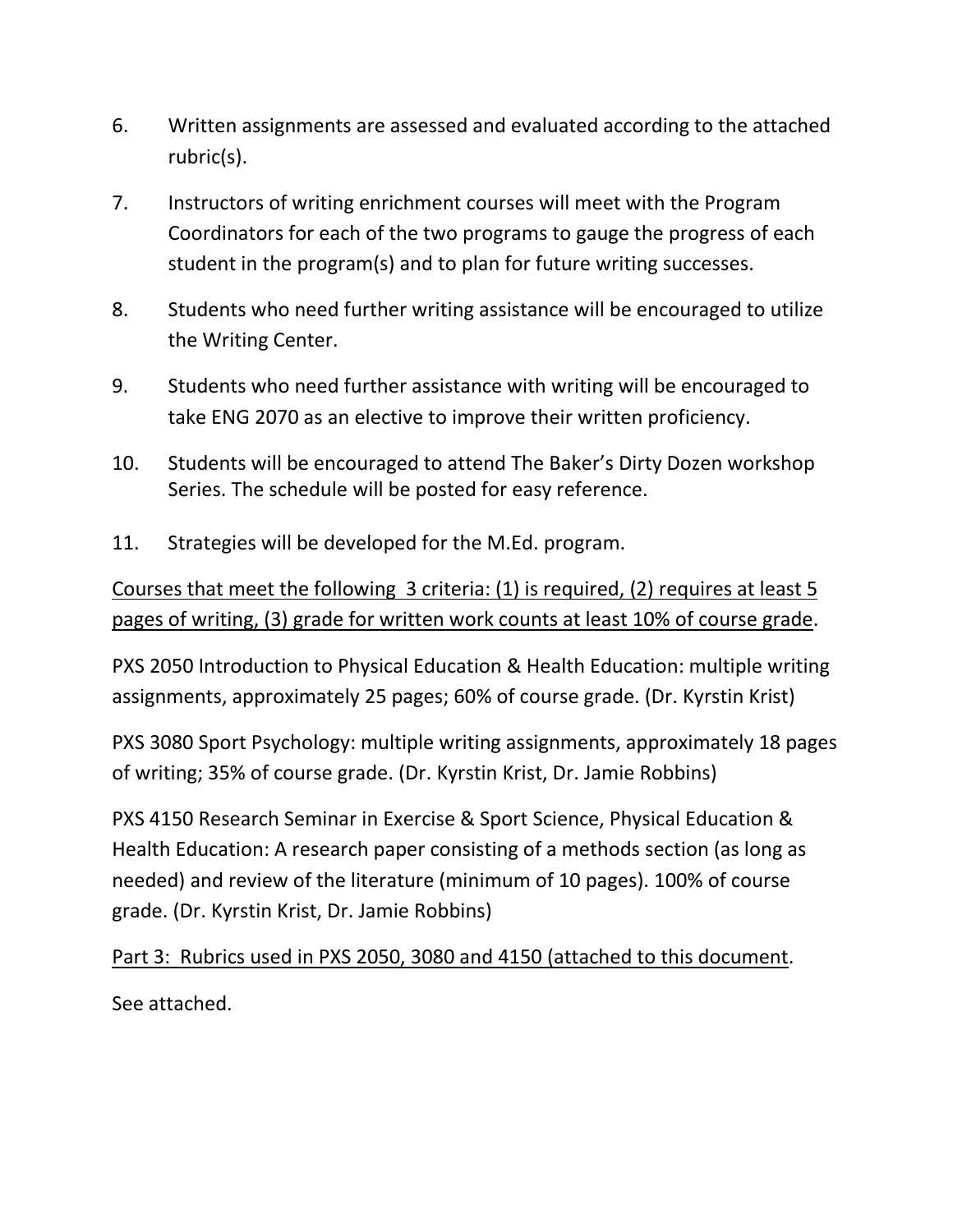6. Written assignments are assessed and evaluated according to the attached rubric(s).

7. Instructors of writing enrichment courses will meet with the Program Coordinators for each of the two programs to gauge the progress of each student in the program(s) and to plan for future writing successes.

8. Students who need further writing assistance will be encouraged to utilize the Writing Center.

9. Students who need further assistance with writing will be encouraged to take ENG 2070 as an elective to improve their written proficiency.

10. Students will be encouraged to attend The Baker's Dirty Dozen workshop Series. The schedule will be posted for easy reference.

11. Strategies will be developed for the M.Ed. program.

<u>Courses that meet the following 3 criteria: (1) is required, (2) requires at least 5 pages of writing, (3) grade for written work counts at least 10% of course grade</u>.

PXS 2050 Introduction to Physical Education & Health Education: multiple writing assignments, approximately 25 pages; 60% of course grade. (Dr. Kyrstin Krist)

PXS 3080 Sport Psychology: multiple writing assignments, approximately 18 pages of writing; 35% of course grade. (Dr. Kyrstin Krist, Dr. Jamie Robbins)

PXS 4150 Research Seminar in Exercise & Sport Science, Physical Education & Health Education: A research paper consisting of a methods section (as long as needed) and review of the literature (minimum of 10 pages). 100% of course grade. (Dr. Kyrstin Krist, Dr. Jamie Robbins)

<u>Part 3: Rubrics used in PXS 2050, 3080 and 4150 (attached to this document</u>.

See attached.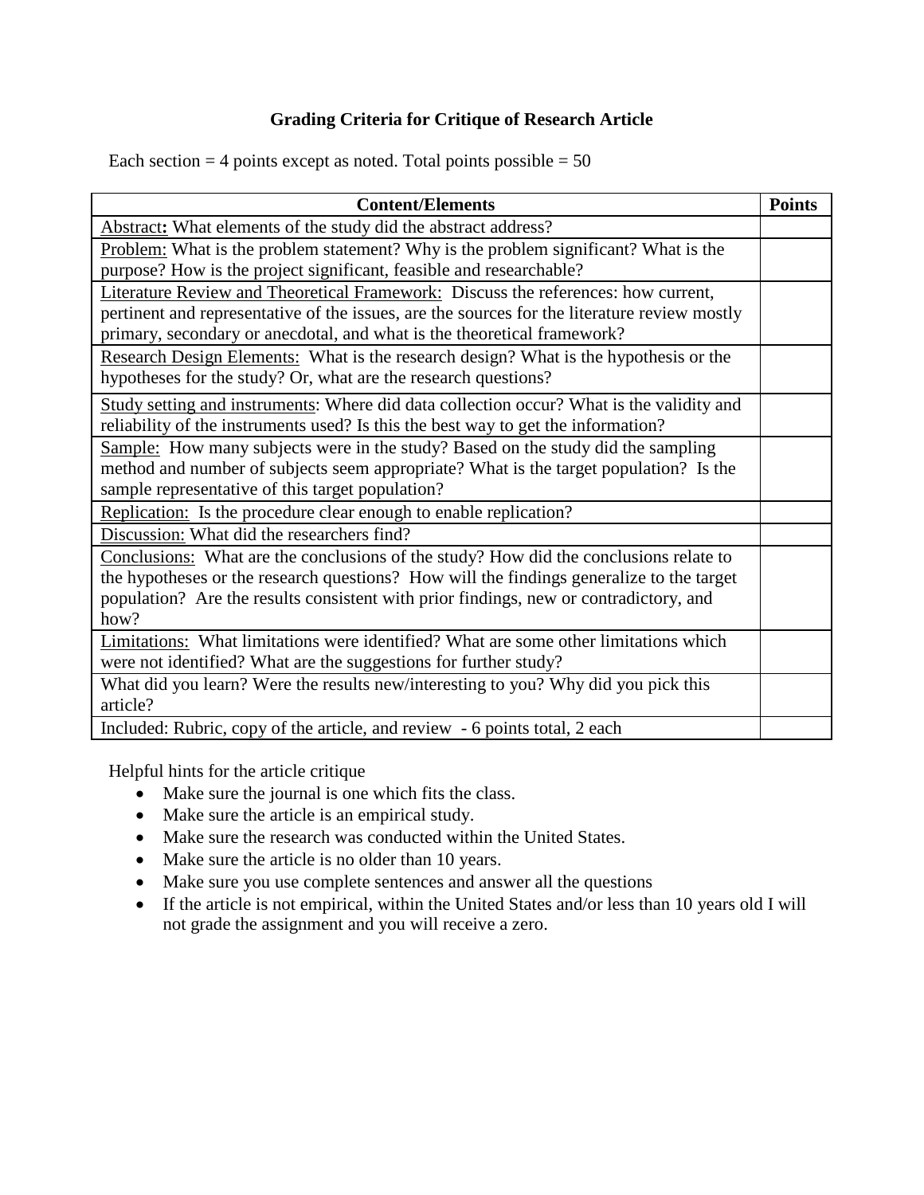**Grading Criteria for Critique of Research Article**

Each section = 4 points except as noted. Total points possible = 50

| Content/Elements | Points |
|---|---|
| Abstract**:** What elements of the study did the abstract address? | |
| Problem: What is the problem statement? Why is the problem significant? What is the purpose? How is the project significant, feasible and researchable? | |
| Literature Review and Theoretical Framework: Discuss the references: how current, pertinent and representative of the issues, are the sources for the literature review mostly primary, secondary or anecdotal, and what is the theoretical framework? | |
| Research Design Elements: What is the research design? What is the hypothesis or the hypotheses for the study? Or, what are the research questions? | |
| Study setting and instruments: Where did data collection occur? What is the validity and reliability of the instruments used? Is this the best way to get the information? | |
| Sample: How many subjects were in the study? Based on the study did the sampling method and number of subjects seem appropriate? What is the target population? Is the sample representative of this target population? | |
| Replication: Is the procedure clear enough to enable replication? | |
| Discussion: What did the researchers find? | |
| Conclusions: What are the conclusions of the study? How did the conclusions relate to the hypotheses or the research questions? How will the findings generalize to the target population? Are the results consistent with prior findings, new or contradictory, and how? | |
| Limitations: What limitations were identified? What are some other limitations which were not identified? What are the suggestions for further study? | |
| What did you learn? Were the results new/interesting to you? Why did you pick this article? | |
| Included: Rubric, copy of the article, and review - 6 points total, 2 each | |

Helpful hints for the article critique

- Make sure the journal is one which fits the class.
- Make sure the article is an empirical study.
- Make sure the research was conducted within the United States.
- Make sure the article is no older than 10 years.
- Make sure you use complete sentences and answer all the questions
- If the article is not empirical, within the United States and/or less than 10 years old I will not grade the assignment and you will receive a zero.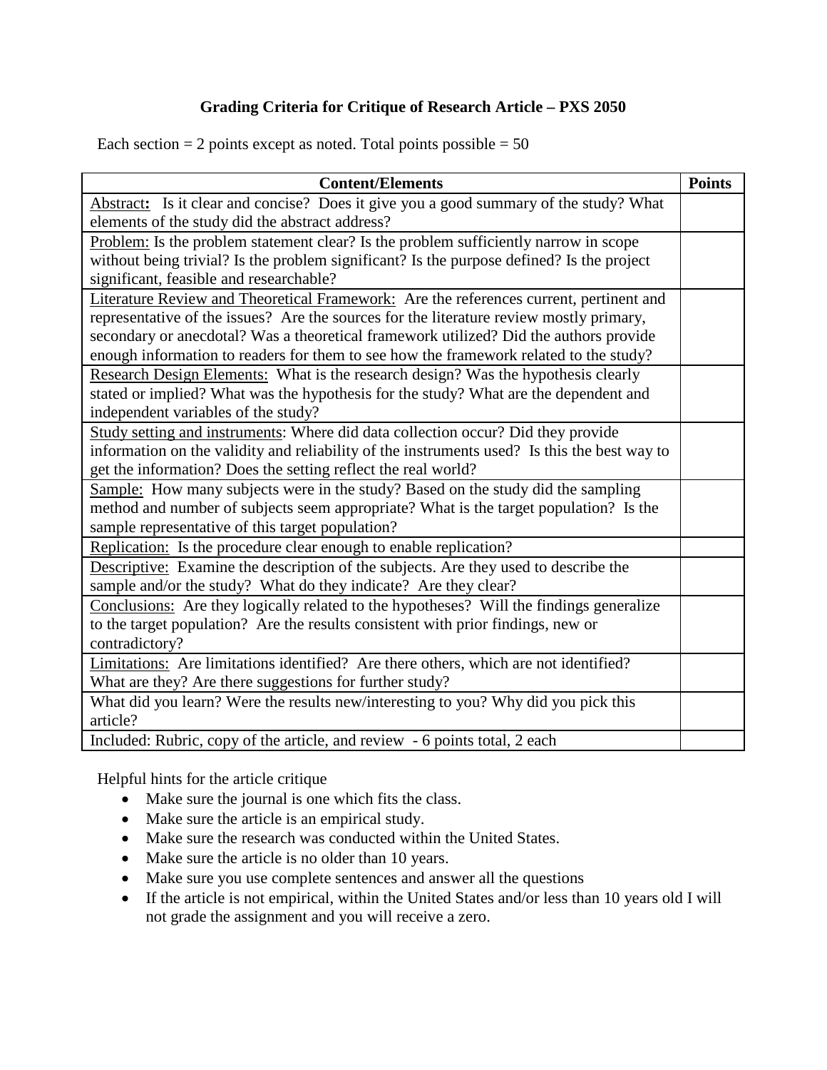# Grading Criteria for Critique of Research Article – PXS 2050

Each section = 2 points except as noted. Total points possible = 50

| Content/Elements | Points |
|---|---|
| Abstract: Is it clear and concise? Does it give you a good summary of the study? What elements of the study did the abstract address? | |
| Problem: Is the problem statement clear? Is the problem sufficiently narrow in scope without being trivial? Is the problem significant? Is the purpose defined? Is the project significant, feasible and researchable? | |
| Literature Review and Theoretical Framework: Are the references current, pertinent and representative of the issues? Are the sources for the literature review mostly primary, secondary or anecdotal? Was a theoretical framework utilized? Did the authors provide enough information to readers for them to see how the framework related to the study? | |
| Research Design Elements: What is the research design? Was the hypothesis clearly stated or implied? What was the hypothesis for the study? What are the dependent and independent variables of the study? | |
| Study setting and instruments: Where did data collection occur? Did they provide information on the validity and reliability of the instruments used? Is this the best way to get the information? Does the setting reflect the real world? | |
| Sample: How many subjects were in the study? Based on the study did the sampling method and number of subjects seem appropriate? What is the target population? Is the sample representative of this target population? | |
| Replication: Is the procedure clear enough to enable replication? | |
| Descriptive: Examine the description of the subjects. Are they used to describe the sample and/or the study? What do they indicate? Are they clear? | |
| Conclusions: Are they logically related to the hypotheses? Will the findings generalize to the target population? Are the results consistent with prior findings, new or contradictory? | |
| Limitations: Are limitations identified? Are there others, which are not identified? What are they? Are there suggestions for further study? | |
| What did you learn? Were the results new/interesting to you? Why did you pick this article? | |
| Included: Rubric, copy of the article, and review - 6 points total, 2 each | |

Helpful hints for the article critique

- Make sure the journal is one which fits the class.
- Make sure the article is an empirical study.
- Make sure the research was conducted within the United States.
- Make sure the article is no older than 10 years.
- Make sure you use complete sentences and answer all the questions
- If the article is not empirical, within the United States and/or less than 10 years old I will not grade the assignment and you will receive a zero.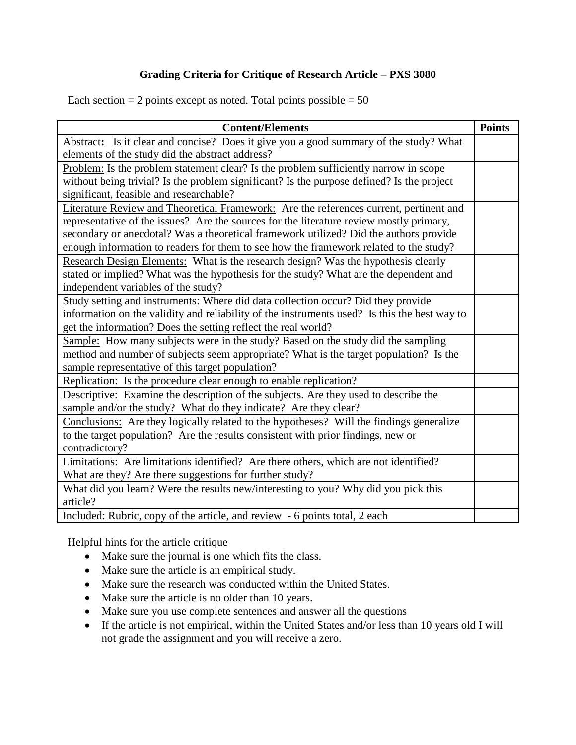# Grading Criteria for Critique of Research Article – PXS 3080

Each section = 2 points except as noted. Total points possible = 50

| Content/Elements | Points |
|---|---|
| <u>Abstract</u>**:** Is it clear and concise? Does it give you a good summary of the study? What elements of the study did the abstract address? | |
| <u>Problem:</u> Is the problem statement clear? Is the problem sufficiently narrow in scope without being trivial? Is the problem significant? Is the purpose defined? Is the project significant, feasible and researchable? | |
| <u>Literature Review and Theoretical Framework:</u> Are the references current, pertinent and representative of the issues? Are the sources for the literature review mostly primary, secondary or anecdotal? Was a theoretical framework utilized? Did the authors provide enough information to readers for them to see how the framework related to the study? | |
| <u>Research Design Elements:</u> What is the research design? Was the hypothesis clearly stated or implied? What was the hypothesis for the study? What are the dependent and independent variables of the study? | |
| <u>Study setting and instruments</u>: Where did data collection occur? Did they provide information on the validity and reliability of the instruments used? Is this the best way to get the information? Does the setting reflect the real world? | |
| <u>Sample:</u> How many subjects were in the study? Based on the study did the sampling method and number of subjects seem appropriate? What is the target population? Is the sample representative of this target population? | |
| <u>Replication:</u> Is the procedure clear enough to enable replication? | |
| <u>Descriptive:</u> Examine the description of the subjects. Are they used to describe the sample and/or the study? What do they indicate? Are they clear? | |
| <u>Conclusions:</u> Are they logically related to the hypotheses? Will the findings generalize to the target population? Are the results consistent with prior findings, new or contradictory? | |
| <u>Limitations:</u> Are limitations identified? Are there others, which are not identified? What are they? Are there suggestions for further study? | |
| What did you learn? Were the results new/interesting to you? Why did you pick this article? | |
| Included: Rubric, copy of the article, and review - 6 points total, 2 each | |

Helpful hints for the article critique

- Make sure the journal is one which fits the class.
- Make sure the article is an empirical study.
- Make sure the research was conducted within the United States.
- Make sure the article is no older than 10 years.
- Make sure you use complete sentences and answer all the questions
- If the article is not empirical, within the United States and/or less than 10 years old I will not grade the assignment and you will receive a zero.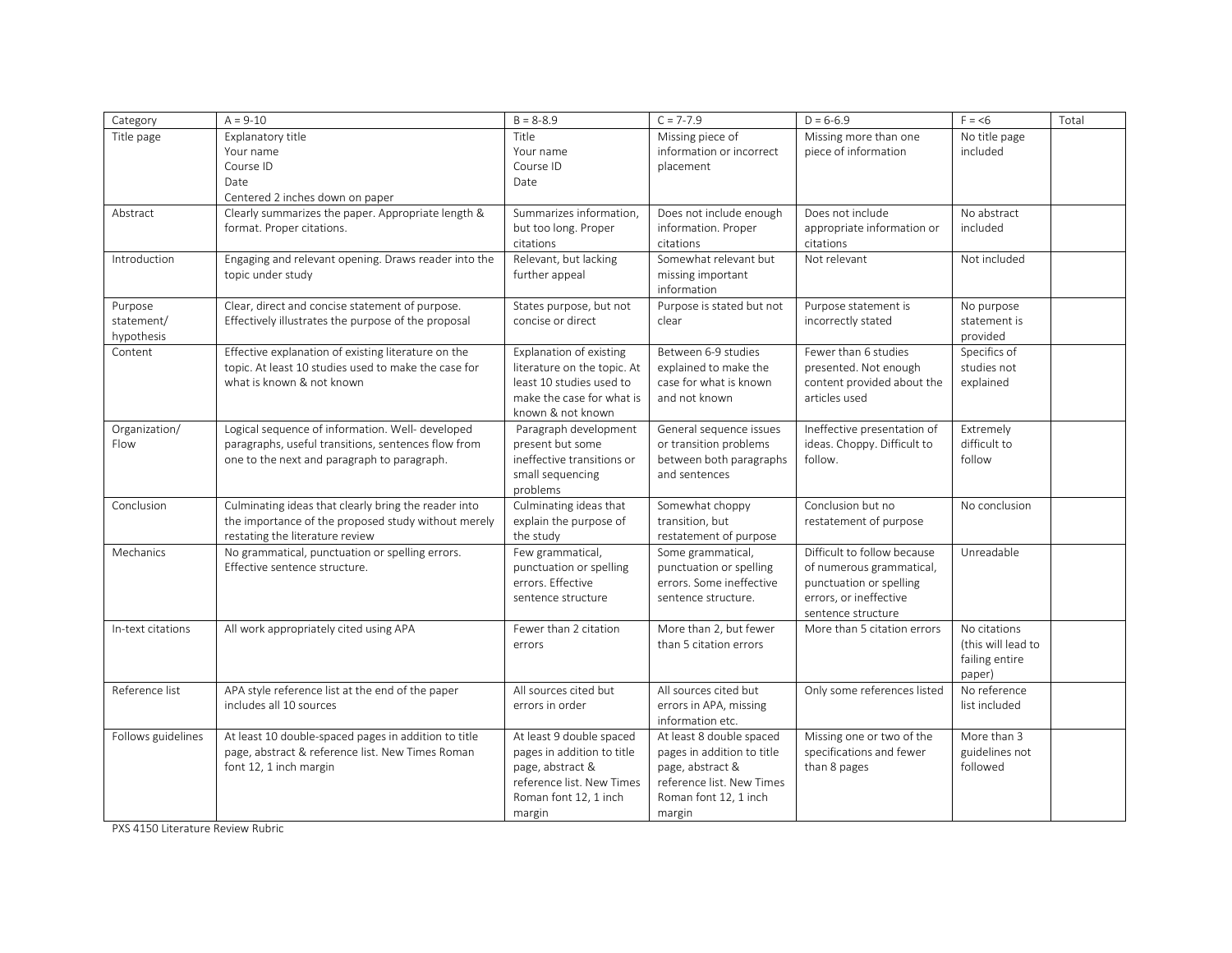| Category | A = 9-10 | B = 8-8.9 | C = 7-7.9 | D = 6-6.9 | F = <6 | Total |
|---|---|---|---|---|---|---|
| Title page | Explanatory title<br>Your name<br>Course ID<br>Date<br>Centered 2 inches down on paper | Title<br>Your name<br>Course ID<br>Date | Missing piece of information or incorrect placement | Missing more than one piece of information | No title page included | |
| Abstract | Clearly summarizes the paper. Appropriate length & format. Proper citations. | Summarizes information, but too long. Proper citations | Does not include enough information. Proper citations | Does not include appropriate information or citations | No abstract included | |
| Introduction | Engaging and relevant opening. Draws reader into the topic under study | Relevant, but lacking further appeal | Somewhat relevant but missing important information | Not relevant | Not included | |
| Purpose statement/ hypothesis | Clear, direct and concise statement of purpose. Effectively illustrates the purpose of the proposal | States purpose, but not concise or direct | Purpose is stated but not clear | Purpose statement is incorrectly stated | No purpose statement is provided | |
| Content | Effective explanation of existing literature on the topic. At least 10 studies used to make the case for what is known & not known | Explanation of existing literature on the topic. At least 10 studies used to make the case for what is known & not known | Between 6-9 studies explained to make the case for what is known and not known | Fewer than 6 studies presented. Not enough content provided about the articles used | Specifics of studies not explained | |
| Organization/ Flow | Logical sequence of information. Well- developed paragraphs, useful transitions, sentences flow from one to the next and paragraph to paragraph. | Paragraph development present but some ineffective transitions or small sequencing problems | General sequence issues or transition problems between both paragraphs and sentences | Ineffective presentation of ideas. Choppy. Difficult to follow. | Extremely difficult to follow | |
| Conclusion | Culminating ideas that clearly bring the reader into the importance of the proposed study without merely restating the literature review | Culminating ideas that explain the purpose of the study | Somewhat choppy transition, but restatement of purpose | Conclusion but no restatement of purpose | No conclusion | |
| Mechanics | No grammatical, punctuation or spelling errors. Effective sentence structure. | Few grammatical, punctuation or spelling errors. Effective sentence structure | Some grammatical, punctuation or spelling errors. Some ineffective sentence structure. | Difficult to follow because of numerous grammatical, punctuation or spelling errors, or ineffective sentence structure | Unreadable | |
| In-text citations | All work appropriately cited using APA | Fewer than 2 citation errors | More than 2, but fewer than 5 citation errors | More than 5 citation errors | No citations (this will lead to failing entire paper) | |
| Reference list | APA style reference list at the end of the paper includes all 10 sources | All sources cited but errors in order | All sources cited but errors in APA, missing information etc. | Only some references listed | No reference list included | |
| Follows guidelines | At least 10 double-spaced pages in addition to title page, abstract & reference list. New Times Roman font 12, 1 inch margin | At least 9 double spaced pages in addition to title page, abstract & reference list. New Times Roman font 12, 1 inch margin | At least 8 double spaced pages in addition to title page, abstract & reference list. New Times Roman font 12, 1 inch margin | Missing one or two of the specifications and fewer than 8 pages | More than 3 guidelines not followed | |

PXS 4150 Literature Review Rubric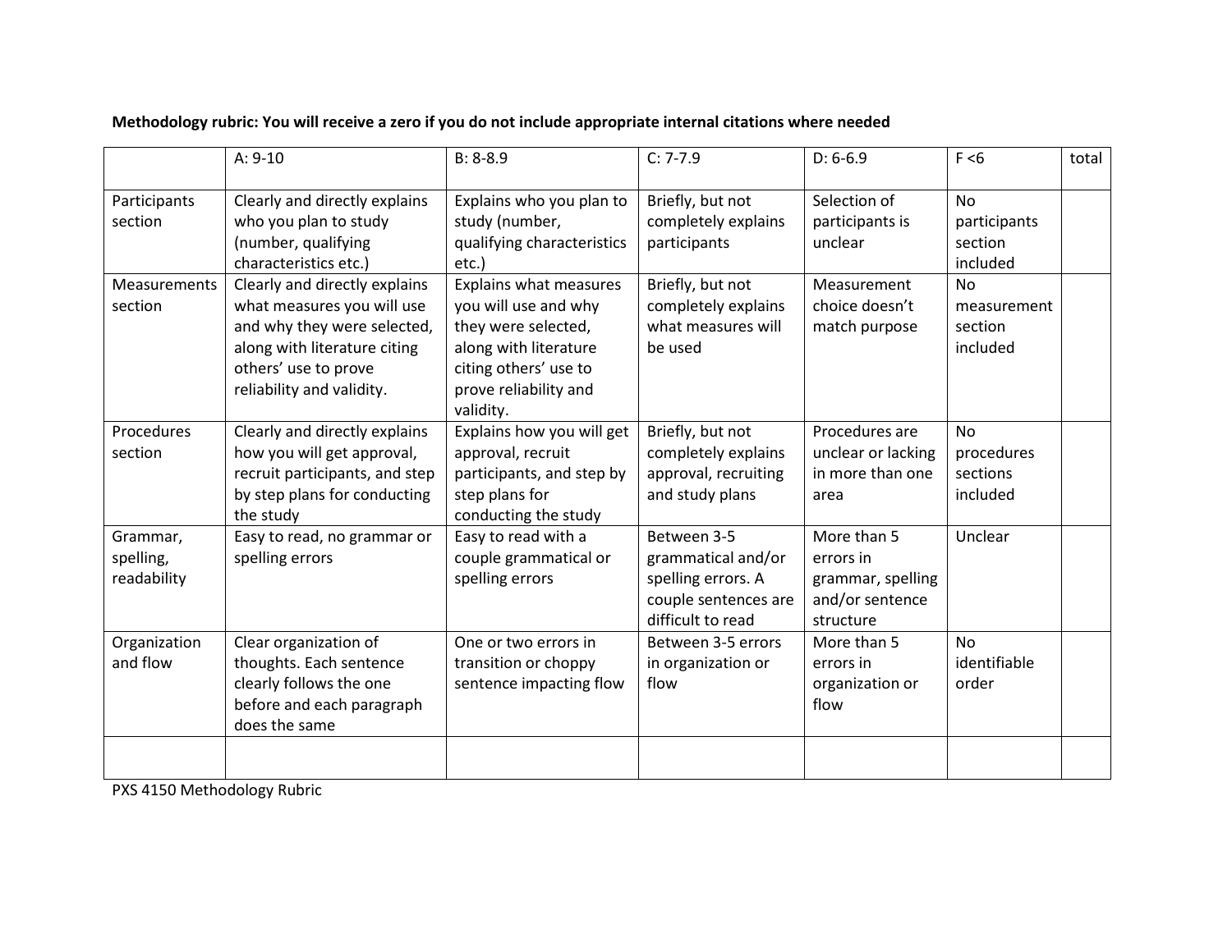**Methodology rubric: You will receive a zero if you do not include appropriate internal citations where needed**

| | A: 9-10 | B: 8-8.9 | C: 7-7.9 | D: 6-6.9 | F <6 | total |
|---|---|---|---|---|---|---|
| Participants section | Clearly and directly explains who you plan to study (number, qualifying characteristics etc.) | Explains who you plan to study (number, qualifying characteristics etc.) | Briefly, but not completely explains participants | Selection of participants is unclear | No participants section included | |
| Measurements section | Clearly and directly explains what measures you will use and why they were selected, along with literature citing others' use to prove reliability and validity. | Explains what measures you will use and why they were selected, along with literature citing others' use to prove reliability and validity. | Briefly, but not completely explains what measures will be used | Measurement choice doesn't match purpose | No measurement section included | |
| Procedures section | Clearly and directly explains how you will get approval, recruit participants, and step by step plans for conducting the study | Explains how you will get approval, recruit participants, and step by step plans for conducting the study | Briefly, but not completely explains approval, recruiting and study plans | Procedures are unclear or lacking in more than one area | No procedures sections included | |
| Grammar, spelling, readability | Easy to read, no grammar or spelling errors | Easy to read with a couple grammatical or spelling errors | Between 3-5 grammatical and/or spelling errors. A couple sentences are difficult to read | More than 5 errors in grammar, spelling and/or sentence structure | Unclear | |
| Organization and flow | Clear organization of thoughts. Each sentence clearly follows the one before and each paragraph does the same | One or two errors in transition or choppy sentence impacting flow | Between 3-5 errors in organization or flow | More than 5 errors in organization or flow | No identifiable order | |
| | | | | | | |

PXS 4150 Methodology Rubric